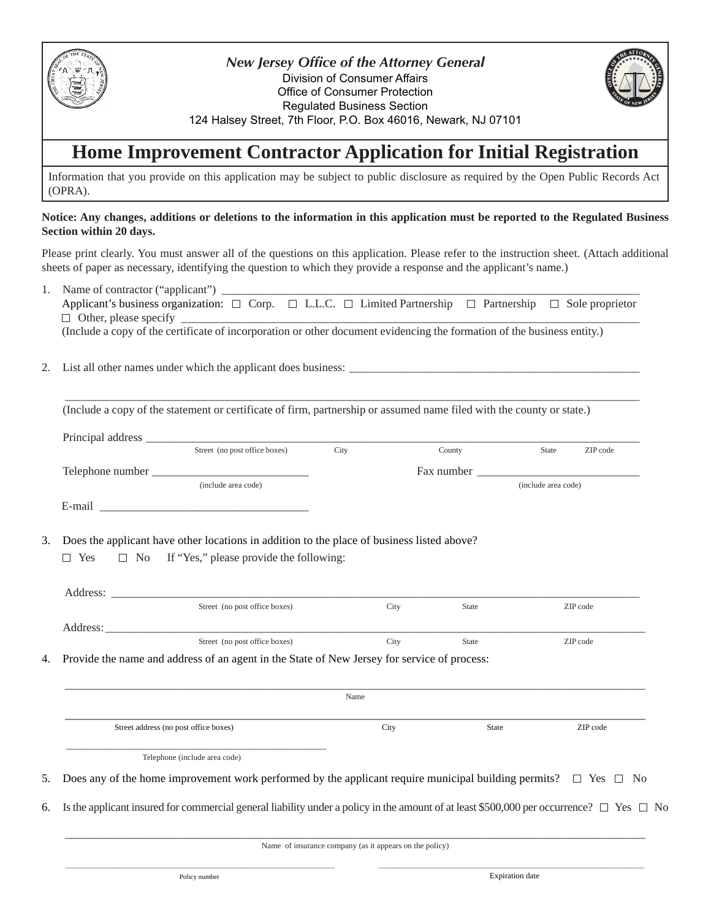*New Jersey Office of the Attorney General*
Division of Consumer Affairs
Office of Consumer Protection
Regulated Business Section
124 Halsey Street, 7th Floor, P.O. Box 46016, Newark, NJ 07101

# Home Improvement Contractor Application for Initial Registration

Information that you provide on this application may be subject to public disclosure as required by the Open Public Records Act (OPRA).

**Notice: Any changes, additions or deletions to the information in this application must be reported to the Regulated Business Section within 20 days.**

Please print clearly. You must answer all of the questions on this application. Please refer to the instruction sheet. (Attach additional sheets of paper as necessary, identifying the question to which they provide a response and the applicant's name.)

1. Name of contractor ("applicant") ____________________
   Applicant's business organization: ☐ Corp. ☐ L.L.C. ☐ Limited Partnership ☐ Partnership ☐ Sole proprietor
   ☐ Other, please specify ____________________
   (Include a copy of the certificate of incorporation or other document evidencing the formation of the business entity.)

2. List all other names under which the applicant does business: ____________________

   ____________________
   (Include a copy of the statement or certificate of firm, partnership or assumed name filed with the county or state.)

   Principal address ____________________
   Street (no post office boxes) City County State ZIP code

   Telephone number ____________________ (include area code)  Fax number ____________________ (include area code)

   E-mail ____________________

3. Does the applicant have other locations in addition to the place of business listed above?
   ☐ Yes ☐ No If "Yes," please provide the following:

   Address: ____________________
   Street (no post office boxes) City State ZIP code

   Address: ____________________
   Street (no post office boxes) City State ZIP code

4. Provide the name and address of an agent in the State of New Jersey for service of process:

   ____________________
   Name

   ____________________
   Street address (no post office boxes) City State ZIP code

   ____________________
   Telephone (include area code)

5. Does any of the home improvement work performed by the applicant require municipal building permits? ☐ Yes ☐ No

6. Is the applicant insured for commercial general liability under a policy in the amount of at least $500,000 per occurrence? ☐ Yes ☐ No

   ____________________
   Name of insurance company (as it appears on the policy)

   ____________________ Policy number  ____________________ Expiration date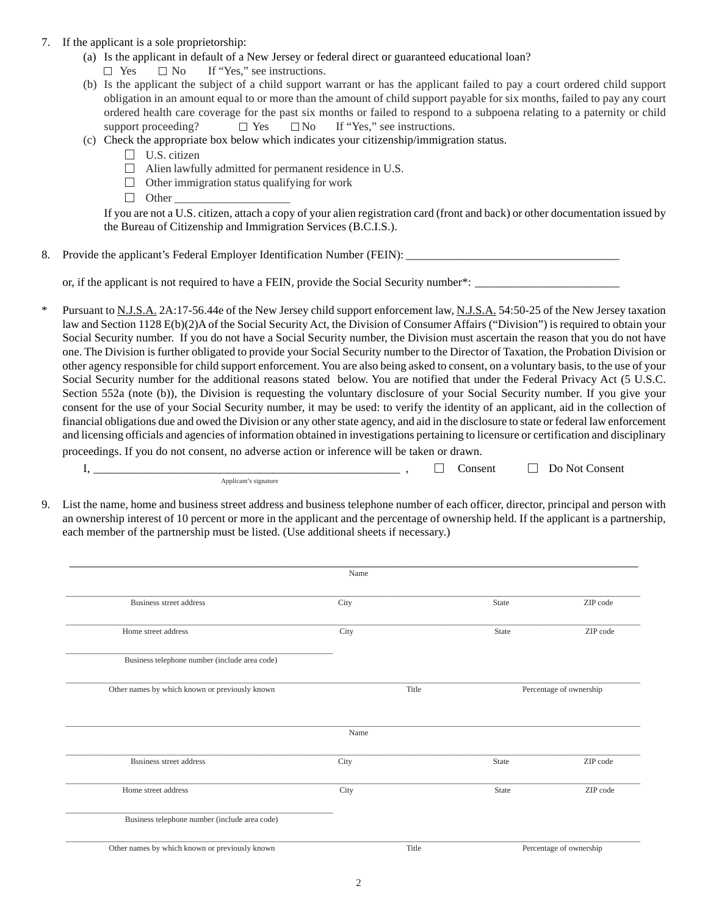7. If the applicant is a sole proprietorship:
   (a) Is the applicant in default of a New Jersey or federal direct or guaranteed educational loan?
   ☐ Yes ☐ No If "Yes," see instructions.
   (b) Is the applicant the subject of a child support warrant or has the applicant failed to pay a court ordered child support obligation in an amount equal to or more than the amount of child support payable for six months, failed to pay any court ordered health care coverage for the past six months or failed to respond to a subpoena relating to a paternity or child support proceeding? ☐ Yes ☐ No If "Yes," see instructions.
   (c) Check the appropriate box below which indicates your citizenship/immigration status.
   - ☐ U.S. citizen
   - ☐ Alien lawfully admitted for permanent residence in U.S.
   - ☐ Other immigration status qualifying for work
   - ☐ Other ___________________

   If you are not a U.S. citizen, attach a copy of your alien registration card (front and back) or other documentation issued by the Bureau of Citizenship and Immigration Services (B.C.I.S.).

8. Provide the applicant's Federal Employer Identification Number (FEIN): ___________________________________

   or, if the applicant is not required to have a FEIN, provide the Social Security number*: ________________________

\* Pursuant to N.J.S.A. 2A:17-56.44e of the New Jersey child support enforcement law, N.J.S.A. 54:50-25 of the New Jersey taxation law and Section 1128 E(b)(2)A of the Social Security Act, the Division of Consumer Affairs ("Division") is required to obtain your Social Security number. If you do not have a Social Security number, the Division must ascertain the reason that you do not have one. The Division is further obligated to provide your Social Security number to the Director of Taxation, the Probation Division or other agency responsible for child support enforcement. You are also being asked to consent, on a voluntary basis, to the use of your Social Security number for the additional reasons stated below. You are notified that under the Federal Privacy Act (5 U.S.C. Section 552a (note (b)), the Division is requesting the voluntary disclosure of your Social Security number. If you give your consent for the use of your Social Security number, it may be used: to verify the identity of an applicant, aid in the collection of financial obligations due and owed the Division or any other state agency, and aid in the disclosure to state or federal law enforcement and licensing officials and agencies of information obtained in investigations pertaining to licensure or certification and disciplinary proceedings. If you do not consent, no adverse action or inference will be taken or drawn.

I, ______________________________________________________ , ☐ Consent ☐ Do Not Consent
Applicant's signature

9. List the name, home and business street address and business telephone number of each officer, director, principal and person with an ownership interest of 10 percent or more in the applicant and the percentage of ownership held. If the applicant is a partnership, each member of the partnership must be listed. (Use additional sheets if necessary.)

______________________________________________________________________
Name

______________________________________________________________________
Business street address | City | State | ZIP code

______________________________________________________________________
Home street address | City | State | ZIP code

______________________________________________
Business telephone number (include area code)

______________________________________________________________________
Other names by which known or previously known | Title | Percentage of ownership

______________________________________________________________________
Name

______________________________________________________________________
Business street address | City | State | ZIP code

______________________________________________________________________
Home street address | City | State | ZIP code

______________________________________________
Business telephone number (include area code)

______________________________________________________________________
Other names by which known or previously known | Title | Percentage of ownership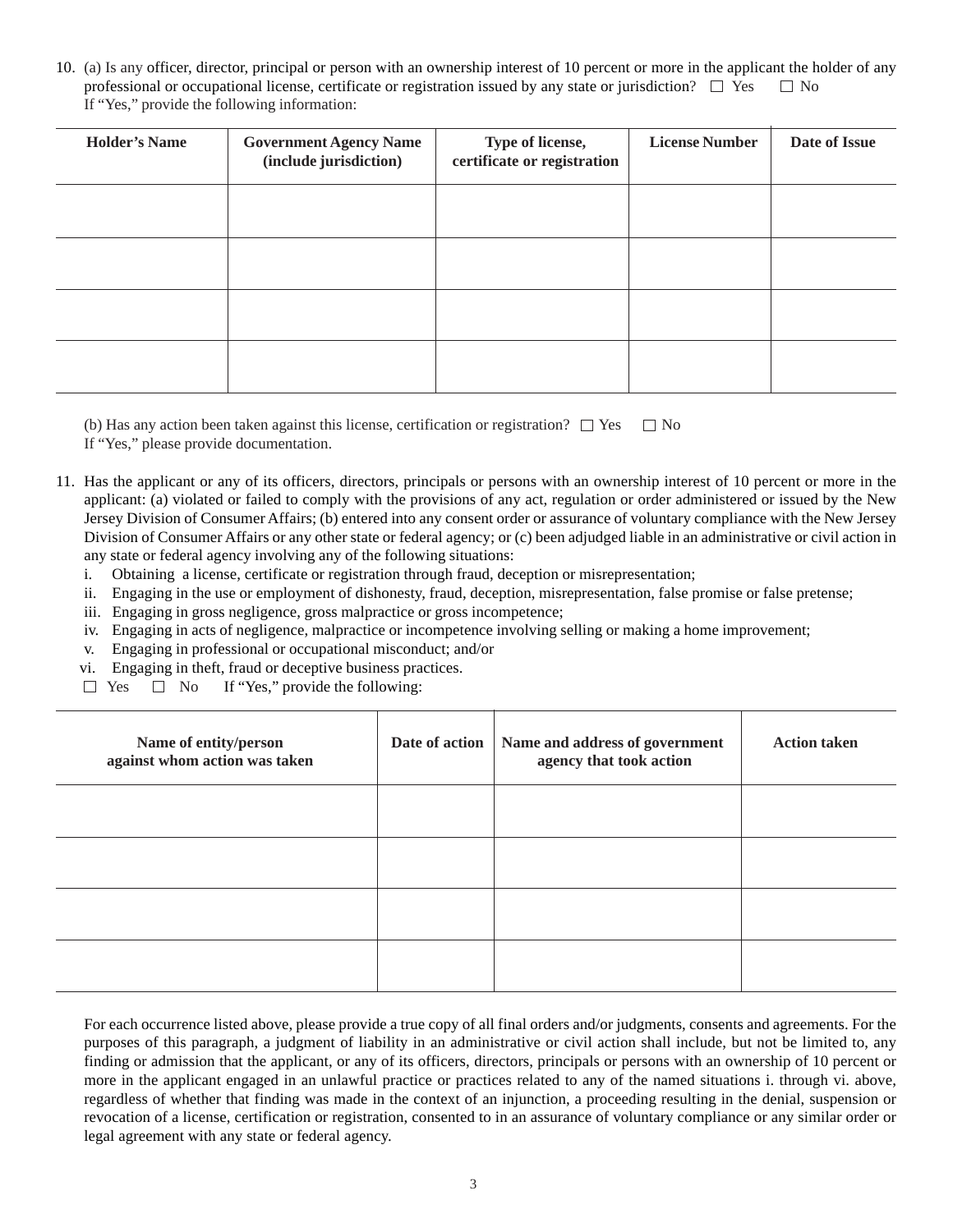10. (a) Is any officer, director, principal or person with an ownership interest of 10 percent or more in the applicant the holder of any professional or occupational license, certificate or registration issued by any state or jurisdiction? ☐ Yes ☐ No
    If "Yes," provide the following information:

| Holder's Name | Government Agency Name (include jurisdiction) | Type of license, certificate or registration | License Number | Date of Issue |
|---|---|---|---|---|
| | | | | |
| | | | | |
| | | | | |
| | | | | |

    (b) Has any action been taken against this license, certification or registration? ☐ Yes ☐ No
    If "Yes," please provide documentation.

11. Has the applicant or any of its officers, directors, principals or persons with an ownership interest of 10 percent or more in the applicant: (a) violated or failed to comply with the provisions of any act, regulation or order administered or issued by the New Jersey Division of Consumer Affairs; (b) entered into any consent order or assurance of voluntary compliance with the New Jersey Division of Consumer Affairs or any other state or federal agency; or (c) been adjudged liable in an administrative or civil action in any state or federal agency involving any of the following situations:
    i. Obtaining a license, certificate or registration through fraud, deception or misrepresentation;
    ii. Engaging in the use or employment of dishonesty, fraud, deception, misrepresentation, false promise or false pretense;
    iii. Engaging in gross negligence, gross malpractice or gross incompetence;
    iv. Engaging in acts of negligence, malpractice or incompetence involving selling or making a home improvement;
    v. Engaging in professional or occupational misconduct; and/or
    vi. Engaging in theft, fraud or deceptive business practices.

    ☐ Yes ☐ No If "Yes," provide the following:

| Name of entity/person against whom action was taken | Date of action | Name and address of government agency that took action | Action taken |
|---|---|---|---|
| | | | |
| | | | |
| | | | |
| | | | |

For each occurrence listed above, please provide a true copy of all final orders and/or judgments, consents and agreements. For the purposes of this paragraph, a judgment of liability in an administrative or civil action shall include, but not be limited to, any finding or admission that the applicant, or any of its officers, directors, principals or persons with an ownership of 10 percent or more in the applicant engaged in an unlawful practice or practices related to any of the named situations i. through vi. above, regardless of whether that finding was made in the context of an injunction, a proceeding resulting in the denial, suspension or revocation of a license, certification or registration, consented to in an assurance of voluntary compliance or any similar order or legal agreement with any state or federal agency.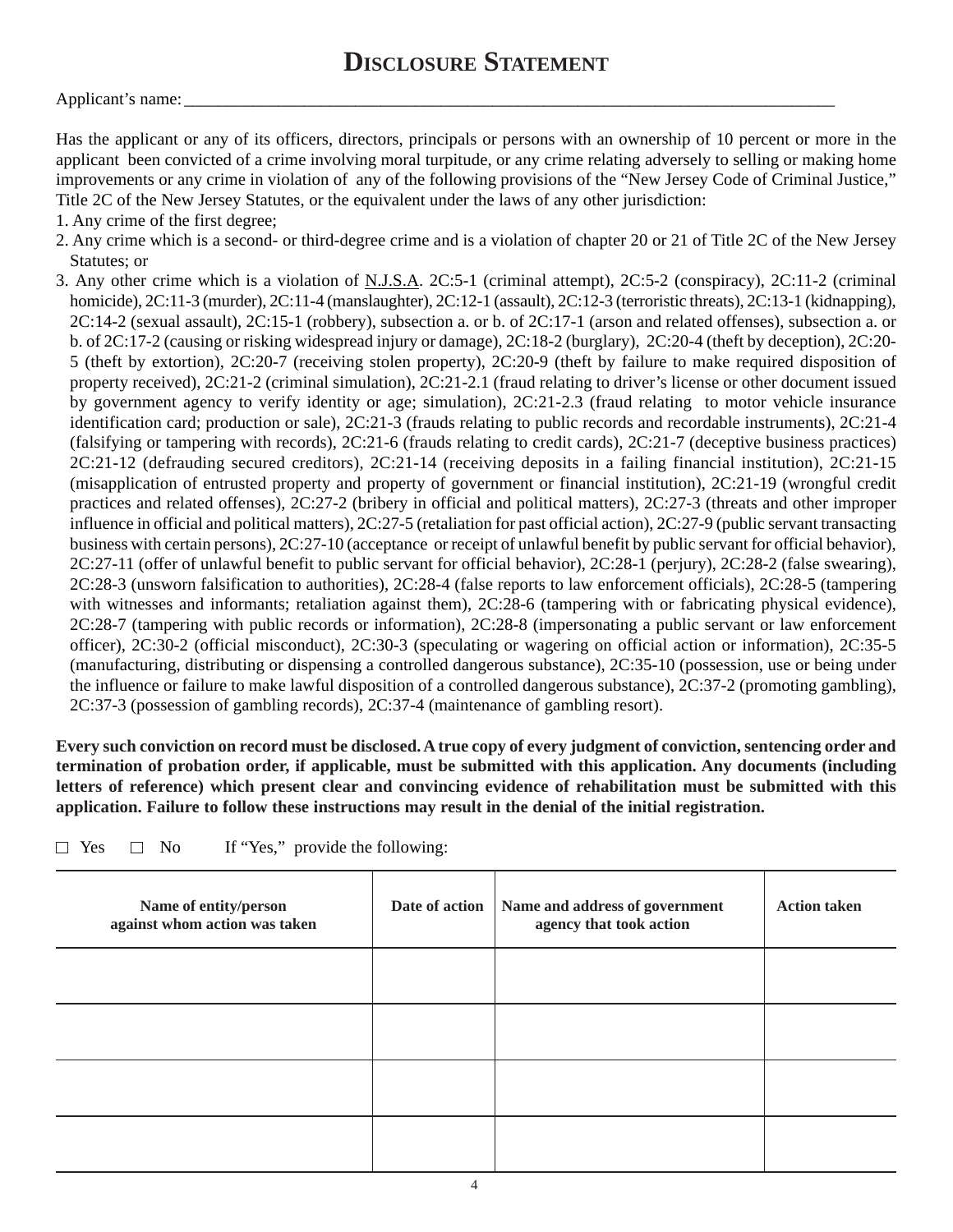# Disclosure Statement

Applicant's name: ___________________________________________________________________________

Has the applicant or any of its officers, directors, principals or persons with an ownership of 10 percent or more in the applicant been convicted of a crime involving moral turpitude, or any crime relating adversely to selling or making home improvements or any crime in violation of any of the following provisions of the "New Jersey Code of Criminal Justice," Title 2C of the New Jersey Statutes, or the equivalent under the laws of any other jurisdiction:

1. Any crime of the first degree;
2. Any crime which is a second- or third-degree crime and is a violation of chapter 20 or 21 of Title 2C of the New Jersey Statutes; or
3. Any other crime which is a violation of N.J.S.A. 2C:5-1 (criminal attempt), 2C:5-2 (conspiracy), 2C:11-2 (criminal homicide), 2C:11-3 (murder), 2C:11-4 (manslaughter), 2C:12-1 (assault), 2C:12-3 (terroristic threats), 2C:13-1 (kidnapping), 2C:14-2 (sexual assault), 2C:15-1 (robbery), subsection a. or b. of 2C:17-1 (arson and related offenses), subsection a. or b. of 2C:17-2 (causing or risking widespread injury or damage), 2C:18-2 (burglary), 2C:20-4 (theft by deception), 2C:20-5 (theft by extortion), 2C:20-7 (receiving stolen property), 2C:20-9 (theft by failure to make required disposition of property received), 2C:21-2 (criminal simulation), 2C:21-2.1 (fraud relating to driver's license or other document issued by government agency to verify identity or age; simulation), 2C:21-2.3 (fraud relating to motor vehicle insurance identification card; production or sale), 2C:21-3 (frauds relating to public records and recordable instruments), 2C:21-4 (falsifying or tampering with records), 2C:21-6 (frauds relating to credit cards), 2C:21-7 (deceptive business practices) 2C:21-12 (defrauding secured creditors), 2C:21-14 (receiving deposits in a failing financial institution), 2C:21-15 (misapplication of entrusted property and property of government or financial institution), 2C:21-19 (wrongful credit practices and related offenses), 2C:27-2 (bribery in official and political matters), 2C:27-3 (threats and other improper influence in official and political matters), 2C:27-5 (retaliation for past official action), 2C:27-9 (public servant transacting business with certain persons), 2C:27-10 (acceptance or receipt of unlawful benefit by public servant for official behavior), 2C:27-11 (offer of unlawful benefit to public servant for official behavior), 2C:28-1 (perjury), 2C:28-2 (false swearing), 2C:28-3 (unsworn falsification to authorities), 2C:28-4 (false reports to law enforcement officials), 2C:28-5 (tampering with witnesses and informants; retaliation against them), 2C:28-6 (tampering with or fabricating physical evidence), 2C:28-7 (tampering with public records or information), 2C:28-8 (impersonating a public servant or law enforcement officer), 2C:30-2 (official misconduct), 2C:30-3 (speculating or wagering on official action or information), 2C:35-5 (manufacturing, distributing or dispensing a controlled dangerous substance), 2C:35-10 (possession, use or being under the influence or failure to make lawful disposition of a controlled dangerous substance), 2C:37-2 (promoting gambling), 2C:37-3 (possession of gambling records), 2C:37-4 (maintenance of gambling resort).

**Every such conviction on record must be disclosed. A true copy of every judgment of conviction, sentencing order and termination of probation order, if applicable, must be submitted with this application. Any documents (including letters of reference) which present clear and convincing evidence of rehabilitation must be submitted with this application. Failure to follow these instructions may result in the denial of the initial registration.**

☐ Yes ☐ No If "Yes," provide the following:

| Name of entity/person against whom action was taken | Date of action | Name and address of government agency that took action | Action taken |
|---|---|---|---|
| | | | |
| | | | |
| | | | |
| | | | |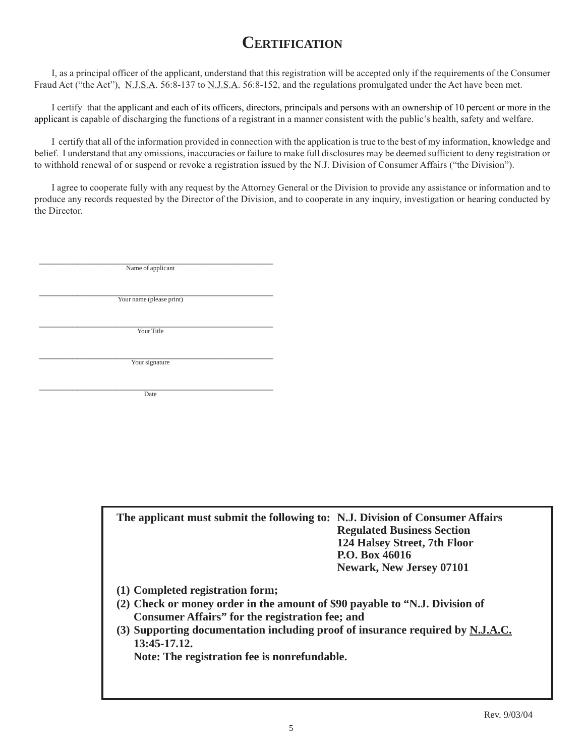# CERTIFICATION

I, as a principal officer of the applicant, understand that this registration will be accepted only if the requirements of the Consumer Fraud Act ("the Act"), N.J.S.A. 56:8-137 to N.J.S.A. 56:8-152, and the regulations promulgated under the Act have been met.

I certify that the applicant and each of its officers, directors, principals and persons with an ownership of 10 percent or more in the applicant is capable of discharging the functions of a registrant in a manner consistent with the public's health, safety and welfare.

I certify that all of the information provided in connection with the application is true to the best of my information, knowledge and belief. I understand that any omissions, inaccuracies or failure to make full disclosures may be deemed sufficient to deny registration or to withhold renewal of or suspend or revoke a registration issued by the N.J. Division of Consumer Affairs ("the Division").

I agree to cooperate fully with any request by the Attorney General or the Division to provide any assistance or information and to produce any records requested by the Director of the Division, and to cooperate in any inquiry, investigation or hearing conducted by the Director.

\_\_\_\_\_\_\_\_\_\_\_\_\_\_\_\_\_\_\_\_\_\_\_\_\_\_\_\_\_\_\_\_\_\_\_\_\_\_\_\_\_\_\_\_
Name of applicant

\_\_\_\_\_\_\_\_\_\_\_\_\_\_\_\_\_\_\_\_\_\_\_\_\_\_\_\_\_\_\_\_\_\_\_\_\_\_\_\_\_\_\_\_
Your name (please print)

\_\_\_\_\_\_\_\_\_\_\_\_\_\_\_\_\_\_\_\_\_\_\_\_\_\_\_\_\_\_\_\_\_\_\_\_\_\_\_\_\_\_\_\_
Your Title

\_\_\_\_\_\_\_\_\_\_\_\_\_\_\_\_\_\_\_\_\_\_\_\_\_\_\_\_\_\_\_\_\_\_\_\_\_\_\_\_\_\_\_\_
Your signature

\_\_\_\_\_\_\_\_\_\_\_\_\_\_\_\_\_\_\_\_\_\_\_\_\_\_\_\_\_\_\_\_\_\_\_\_\_\_\_\_\_\_\_\_
Date

**The applicant must submit the following to: N.J. Division of Consumer Affairs**
**Regulated Business Section**
**124 Halsey Street, 7th Floor**
**P.O. Box 46016**
**Newark, New Jersey 07101**

**(1) Completed registration form;**
**(2) Check or money order in the amount of $90 payable to "N.J. Division of Consumer Affairs" for the registration fee; and**
**(3) Supporting documentation including proof of insurance required by N.J.A.C. 13:45-17.12.**
**Note: The registration fee is nonrefundable.**

Rev. 9/03/04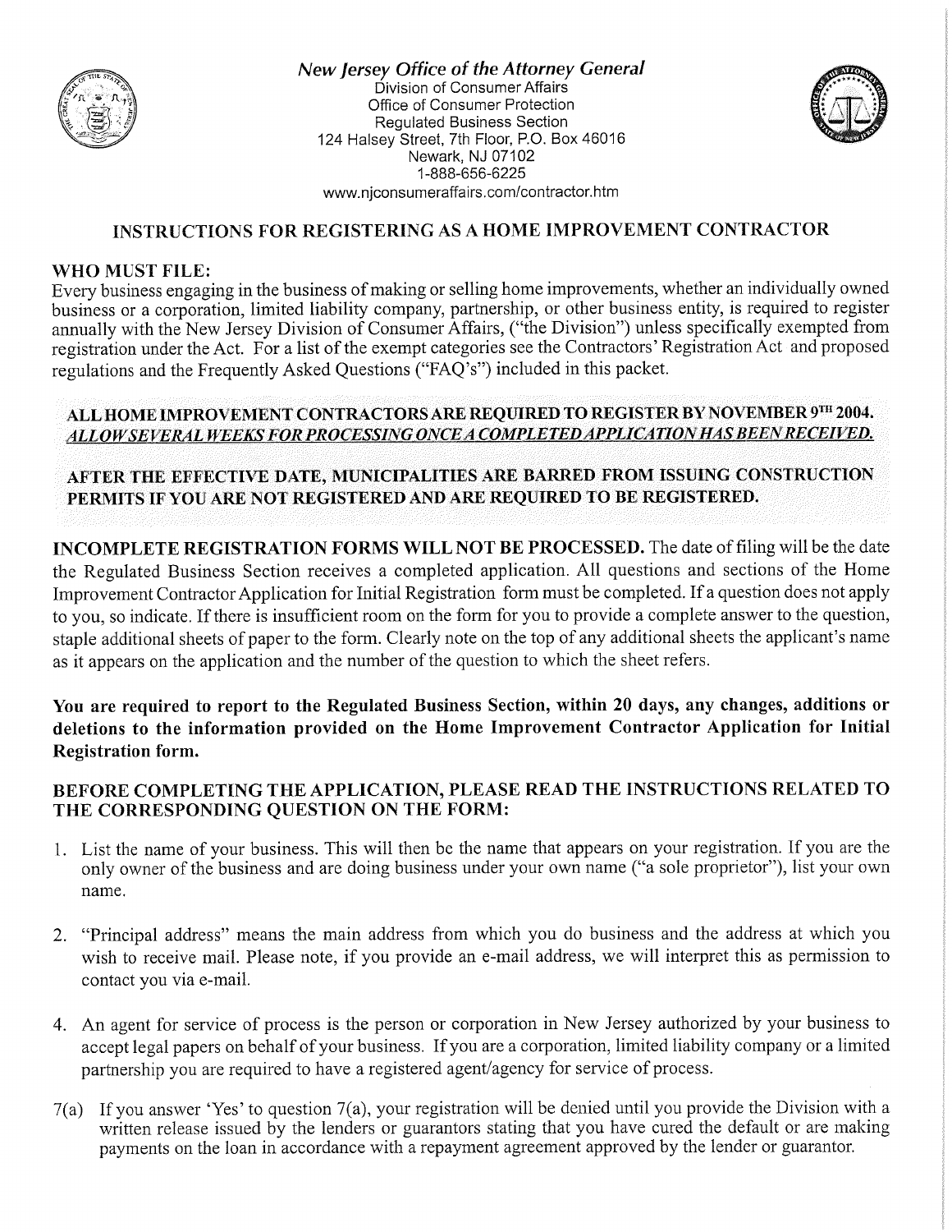*New Jersey Office of the Attorney General*
Division of Consumer Affairs
Office of Consumer Protection
Regulated Business Section
124 Halsey Street, 7th Floor, P.O. Box 46016
Newark, NJ 07102
1-888-656-6225
www.njconsumeraffairs.com/contractor.htm

## INSTRUCTIONS FOR REGISTERING AS A HOME IMPROVEMENT CONTRACTOR

### WHO MUST FILE:

Every business engaging in the business of making or selling home improvements, whether an individually owned business or a corporation, limited liability company, partnership, or other business entity, is required to register annually with the New Jersey Division of Consumer Affairs, ("the Division") unless specifically exempted from registration under the Act. For a list of the exempt categories see the Contractors' Registration Act and proposed regulations and the Frequently Asked Questions ("FAQ's") included in this packet.

**ALL HOME IMPROVEMENT CONTRACTORS ARE REQUIRED TO REGISTER BY NOVEMBER 9TH 2004.** ***ALLOW SEVERAL WEEKS FOR PROCESSING ONCE A COMPLETED APPLICATION HAS BEEN RECEIVED.***

**AFTER THE EFFECTIVE DATE, MUNICIPALITIES ARE BARRED FROM ISSUING CONSTRUCTION PERMITS IF YOU ARE NOT REGISTERED AND ARE REQUIRED TO BE REGISTERED.**

**INCOMPLETE REGISTRATION FORMS WILL NOT BE PROCESSED.** The date of filing will be the date the Regulated Business Section receives a completed application. All questions and sections of the Home Improvement Contractor Application for Initial Registration form must be completed. If a question does not apply to you, so indicate. If there is insufficient room on the form for you to provide a complete answer to the question, staple additional sheets of paper to the form. Clearly note on the top of any additional sheets the applicant's name as it appears on the application and the number of the question to which the sheet refers.

**You are required to report to the Regulated Business Section, within 20 days, any changes, additions or deletions to the information provided on the Home Improvement Contractor Application for Initial Registration form.**

### BEFORE COMPLETING THE APPLICATION, PLEASE READ THE INSTRUCTIONS RELATED TO THE CORRESPONDING QUESTION ON THE FORM:

1. List the name of your business. This will then be the name that appears on your registration. If you are the only owner of the business and are doing business under your own name ("a sole proprietor"), list your own name.

2. "Principal address" means the main address from which you do business and the address at which you wish to receive mail. Please note, if you provide an e-mail address, we will interpret this as permission to contact you via e-mail.

4. An agent for service of process is the person or corporation in New Jersey authorized by your business to accept legal papers on behalf of your business. If you are a corporation, limited liability company or a limited partnership you are required to have a registered agent/agency for service of process.

7(a) If you answer 'Yes' to question 7(a), your registration will be denied until you provide the Division with a written release issued by the lenders or guarantors stating that you have cured the default or are making payments on the loan in accordance with a repayment agreement approved by the lender or guarantor.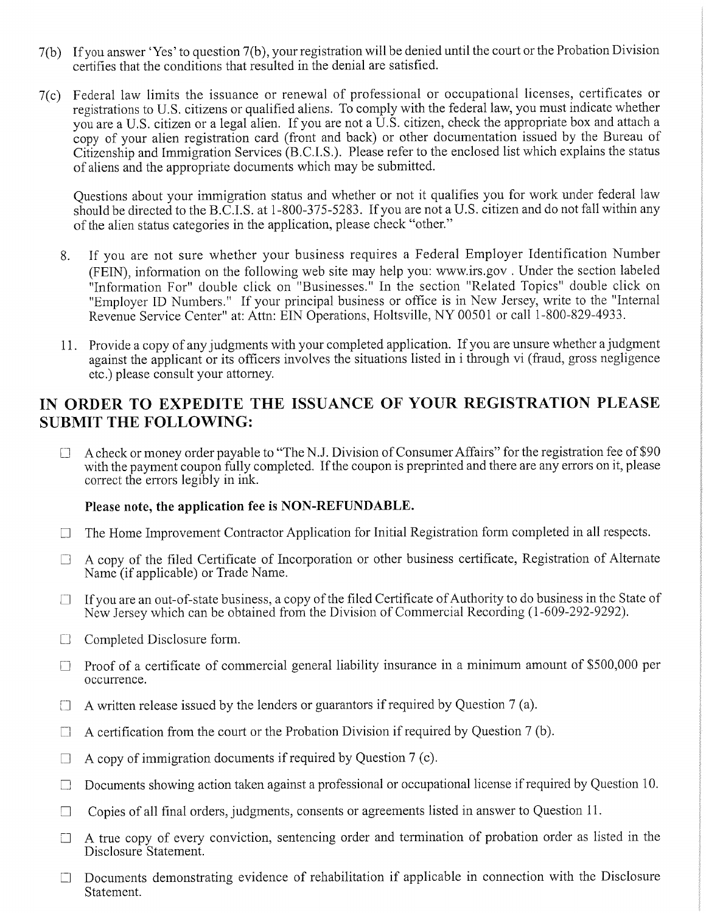7(b) If you answer 'Yes' to question 7(b), your registration will be denied until the court or the Probation Division certifies that the conditions that resulted in the denial are satisfied.

7(c) Federal law limits the issuance or renewal of professional or occupational licenses, certificates or registrations to U.S. citizens or qualified aliens. To comply with the federal law, you must indicate whether you are a U.S. citizen or a legal alien. If you are not a U.S. citizen, check the appropriate box and attach a copy of your alien registration card (front and back) or other documentation issued by the Bureau of Citizenship and Immigration Services (B.C.I.S.). Please refer to the enclosed list which explains the status of aliens and the appropriate documents which may be submitted.

Questions about your immigration status and whether or not it qualifies you for work under federal law should be directed to the B.C.I.S. at 1-800-375-5283. If you are not a U.S. citizen and do not fall within any of the alien status categories in the application, please check "other."

8. If you are not sure whether your business requires a Federal Employer Identification Number (FEIN), information on the following web site may help you: www.irs.gov . Under the section labeled "Information For" double click on "Businesses." In the section "Related Topics" double click on "Employer ID Numbers." If your principal business or office is in New Jersey, write to the "Internal Revenue Service Center" at: Attn: EIN Operations, Holtsville, NY 00501 or call 1-800-829-4933.

11. Provide a copy of any judgments with your completed application. If you are unsure whether a judgment against the applicant or its officers involves the situations listed in i through vi (fraud, gross negligence etc.) please consult your attorney.

## IN ORDER TO EXPEDITE THE ISSUANCE OF YOUR REGISTRATION PLEASE SUBMIT THE FOLLOWING:

- ☐ A check or money order payable to "The N.J. Division of Consumer Affairs" for the registration fee of $90 with the payment coupon fully completed. If the coupon is preprinted and there are any errors on it, please correct the errors legibly in ink.

  **Please note, the application fee is NON-REFUNDABLE.**

- ☐ The Home Improvement Contractor Application for Initial Registration form completed in all respects.
- ☐ A copy of the filed Certificate of Incorporation or other business certificate, Registration of Alternate Name (if applicable) or Trade Name.
- ☐ If you are an out-of-state business, a copy of the filed Certificate of Authority to do business in the State of New Jersey which can be obtained from the Division of Commercial Recording (1-609-292-9292).
- ☐ Completed Disclosure form.
- ☐ Proof of a certificate of commercial general liability insurance in a minimum amount of $500,000 per occurrence.
- ☐ A written release issued by the lenders or guarantors if required by Question 7 (a).
- ☐ A certification from the court or the Probation Division if required by Question 7 (b).
- ☐ A copy of immigration documents if required by Question 7 (c).
- ☐ Documents showing action taken against a professional or occupational license if required by Question 10.
- ☐ Copies of all final orders, judgments, consents or agreements listed in answer to Question 11.
- ☐ A true copy of every conviction, sentencing order and termination of probation order as listed in the Disclosure Statement.
- ☐ Documents demonstrating evidence of rehabilitation if applicable in connection with the Disclosure Statement.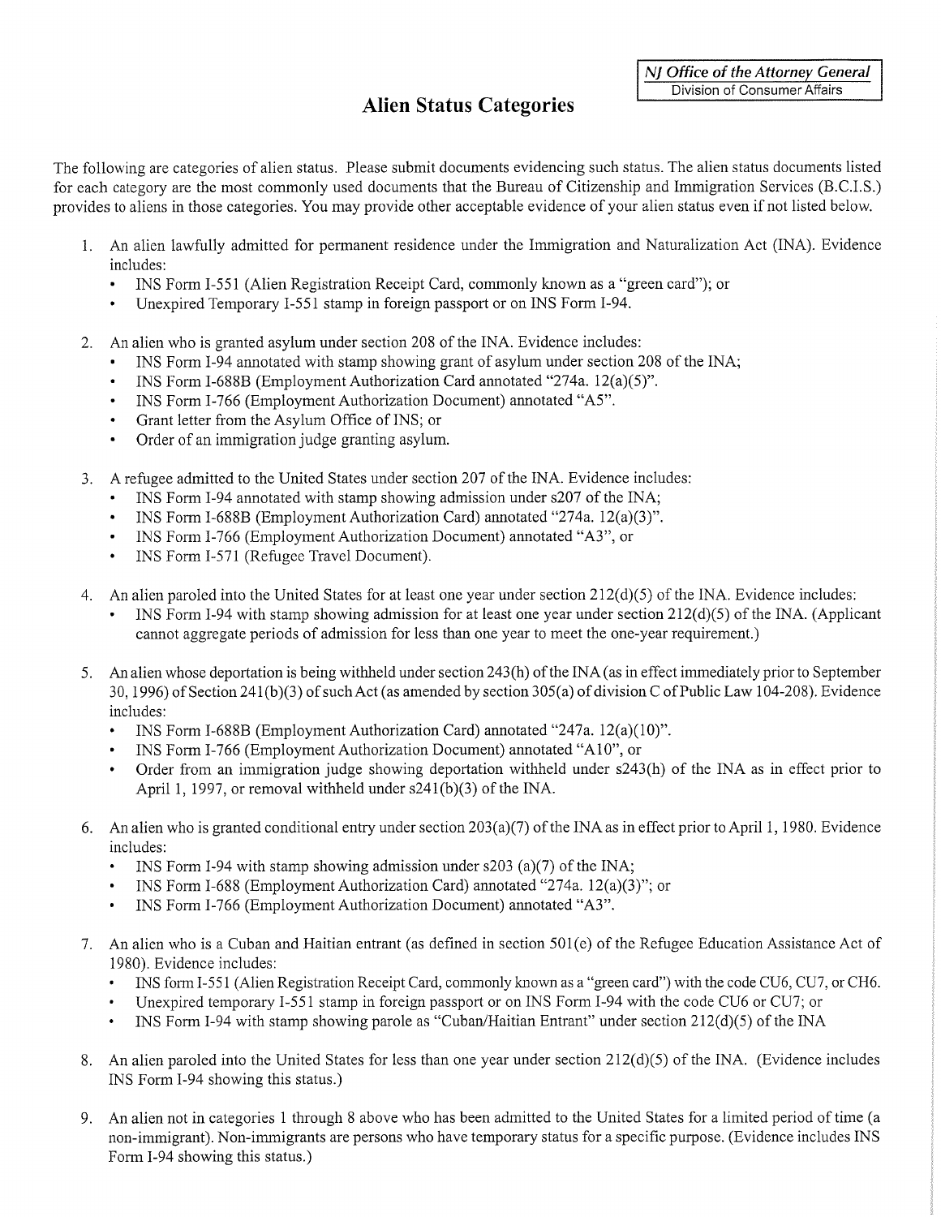*NJ Office of the Attorney General*
Division of Consumer Affairs

# Alien Status Categories

The following are categories of alien status. Please submit documents evidencing such status. The alien status documents listed for each category are the most commonly used documents that the Bureau of Citizenship and Immigration Services (B.C.I.S.) provides to aliens in those categories. You may provide other acceptable evidence of your alien status even if not listed below.

1. An alien lawfully admitted for permanent residence under the Immigration and Naturalization Act (INA). Evidence includes:
   - INS Form I-551 (Alien Registration Receipt Card, commonly known as a "green card"); or
   - Unexpired Temporary I-551 stamp in foreign passport or on INS Form I-94.

2. An alien who is granted asylum under section 208 of the INA. Evidence includes:
   - INS Form I-94 annotated with stamp showing grant of asylum under section 208 of the INA;
   - INS Form I-688B (Employment Authorization Card annotated "274a. 12(a)(5)".
   - INS Form I-766 (Employment Authorization Document) annotated "A5".
   - Grant letter from the Asylum Office of INS; or
   - Order of an immigration judge granting asylum.

3. A refugee admitted to the United States under section 207 of the INA. Evidence includes:
   - INS Form I-94 annotated with stamp showing admission under s207 of the INA;
   - INS Form I-688B (Employment Authorization Card) annotated "274a. 12(a)(3)".
   - INS Form I-766 (Employment Authorization Document) annotated "A3", or
   - INS Form I-571 (Refugee Travel Document).

4. An alien paroled into the United States for at least one year under section 212(d)(5) of the INA. Evidence includes:
   - INS Form I-94 with stamp showing admission for at least one year under section 212(d)(5) of the INA. (Applicant cannot aggregate periods of admission for less than one year to meet the one-year requirement.)

5. An alien whose deportation is being withheld under section 243(h) of the INA (as in effect immediately prior to September 30, 1996) of Section 241(b)(3) of such Act (as amended by section 305(a) of division C of Public Law 104-208). Evidence includes:
   - INS Form I-688B (Employment Authorization Card) annotated "247a. 12(a)(10)".
   - INS Form I-766 (Employment Authorization Document) annotated "A10", or
   - Order from an immigration judge showing deportation withheld under s243(h) of the INA as in effect prior to April 1, 1997, or removal withheld under s241(b)(3) of the INA.

6. An alien who is granted conditional entry under section 203(a)(7) of the INA as in effect prior to April 1, 1980. Evidence includes:
   - INS Form I-94 with stamp showing admission under s203 (a)(7) of the INA;
   - INS Form I-688 (Employment Authorization Card) annotated "274a. 12(a)(3)"; or
   - INS Form I-766 (Employment Authorization Document) annotated "A3".

7. An alien who is a Cuban and Haitian entrant (as defined in section 501(e) of the Refugee Education Assistance Act of 1980). Evidence includes:
   - INS form I-551 (Alien Registration Receipt Card, commonly known as a "green card") with the code CU6, CU7, or CH6.
   - Unexpired temporary I-551 stamp in foreign passport or on INS Form I-94 with the code CU6 or CU7; or
   - INS Form I-94 with stamp showing parole as "Cuban/Haitian Entrant" under section 212(d)(5) of the INA

8. An alien paroled into the United States for less than one year under section 212(d)(5) of the INA. (Evidence includes INS Form I-94 showing this status.)

9. An alien not in categories 1 through 8 above who has been admitted to the United States for a limited period of time (a non-immigrant). Non-immigrants are persons who have temporary status for a specific purpose. (Evidence includes INS Form I-94 showing this status.)